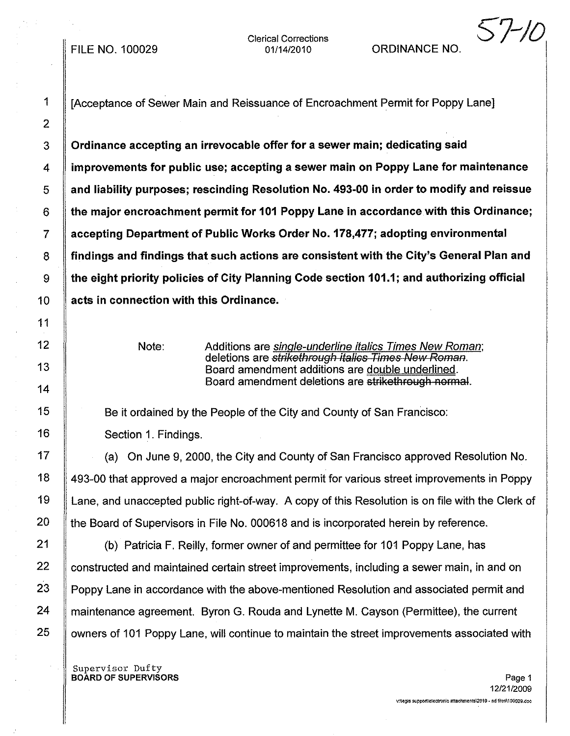FILE NO. 100029 Clerical Corrections 01/14/2010 ORDINANCE NO. 57-10

[Acceptance of Sewer Main and Reissuance of Encroachment Permit for Poppy Lane]

**Ordinance accepting an irrevocable offer for a sewer main; dedicating said improvements for public use; accepting a sewer main on Poppy Lane for maintenance and liability purposes; rescinding Resolution No. 493-00 in order to modify and reissue the major encroachment permit for 101 Poppy Lane in accordance with this Ordinance; accepting Department of Public Works Order No. 178,477; adopting environmental findings and findings that such actions are consistent with the City's General Plan and the eight priority policies of City Planning Code section 101.1; and authorizing official acts in connection with this Ordinance.**

Note: Additions are *single-underline italics Times New Roman*; deletions are ~~*strikethrough italics Times New Roman*~~. Board amendment additions are double underlined. Board amendment deletions are ~~strikethrough normal~~.

Be it ordained by the People of the City and County of San Francisco:

Section 1. Findings.

(a) On June 9, 2000, the City and County of San Francisco approved Resolution No. 493-00 that approved a major encroachment permit for various street improvements in Poppy Lane, and unaccepted public right-of-way. A copy of this Resolution is on file with the Clerk of the Board of Supervisors in File No. 000618 and is incorporated herein by reference.

(b) Patricia F. Reilly, former owner of and permittee for 101 Poppy Lane, has constructed and maintained certain street improvements, including a sewer main, in and on Poppy Lane in accordance with the above-mentioned Resolution and associated permit and maintenance agreement. Byron G. Rouda and Lynette M. Cayson (Permittee), the current owners of 101 Poppy Lane, will continue to maintain the street improvements associated with

Supervisor Dufty
BOARD OF SUPERVISORS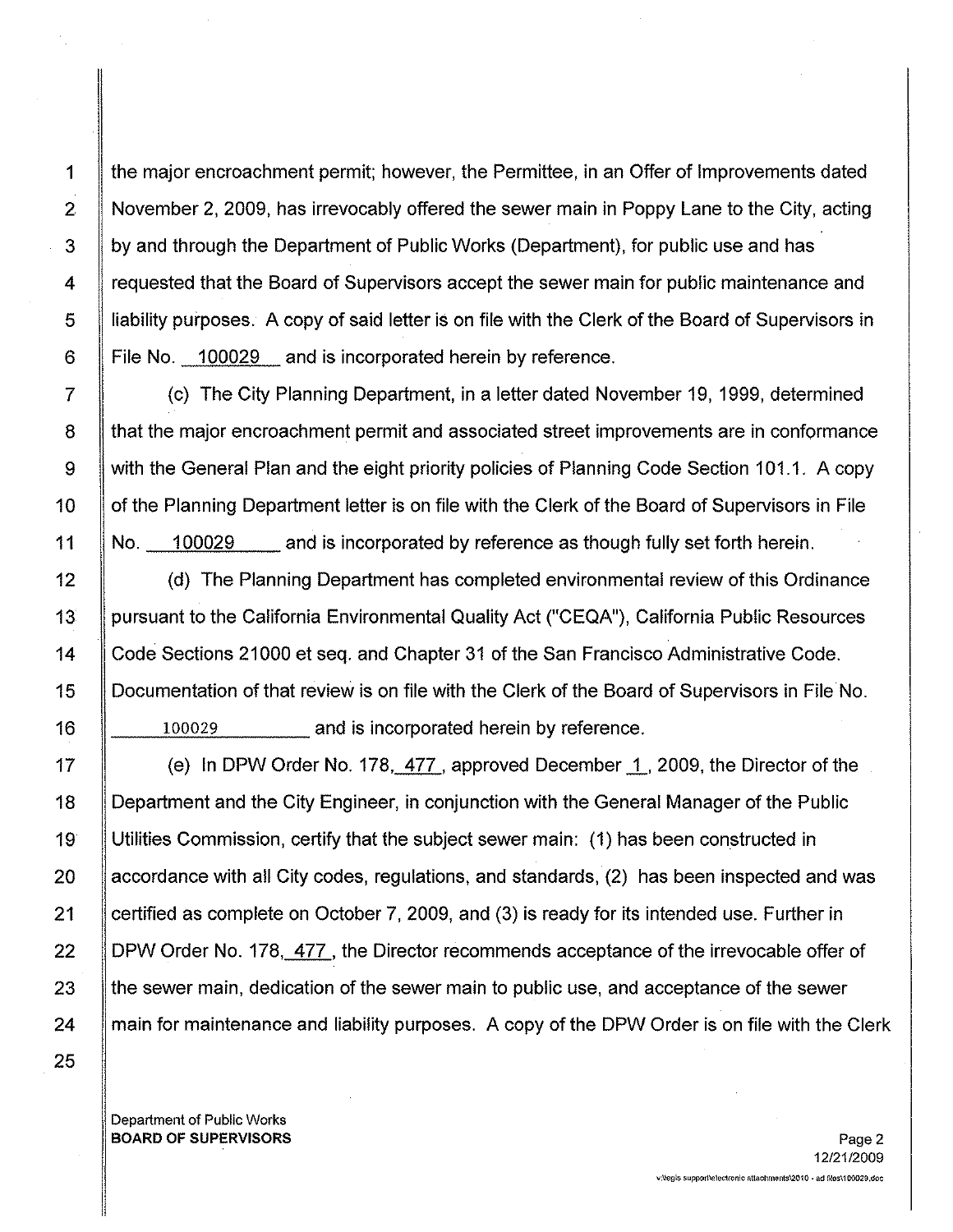the major encroachment permit; however, the Permittee, in an Offer of Improvements dated November 2, 2009, has irrevocably offered the sewer main in Poppy Lane to the City, acting by and through the Department of Public Works (Department), for public use and has requested that the Board of Supervisors accept the sewer main for public maintenance and liability purposes. A copy of said letter is on file with the Clerk of the Board of Supervisors in File No. 100029 and is incorporated herein by reference.

(c) The City Planning Department, in a letter dated November 19, 1999, determined that the major encroachment permit and associated street improvements are in conformance with the General Plan and the eight priority policies of Planning Code Section 101.1. A copy of the Planning Department letter is on file with the Clerk of the Board of Supervisors in File No. 100029 and is incorporated by reference as though fully set forth herein.

(d) The Planning Department has completed environmental review of this Ordinance pursuant to the California Environmental Quality Act ("CEQA"), California Public Resources Code Sections 21000 et seq. and Chapter 31 of the San Francisco Administrative Code. Documentation of that review is on file with the Clerk of the Board of Supervisors in File No. 100029 and is incorporated herein by reference.

(e) In DPW Order No. 178, 477, approved December 1, 2009, the Director of the Department and the City Engineer, in conjunction with the General Manager of the Public Utilities Commission, certify that the subject sewer main: (1) has been constructed in accordance with all City codes, regulations, and standards, (2) has been inspected and was certified as complete on October 7, 2009, and (3) is ready for its intended use. Further in DPW Order No. 178, 477, the Director recommends acceptance of the irrevocable offer of the sewer main, dedication of the sewer main to public use, and acceptance of the sewer main for maintenance and liability purposes. A copy of the DPW Order is on file with the Clerk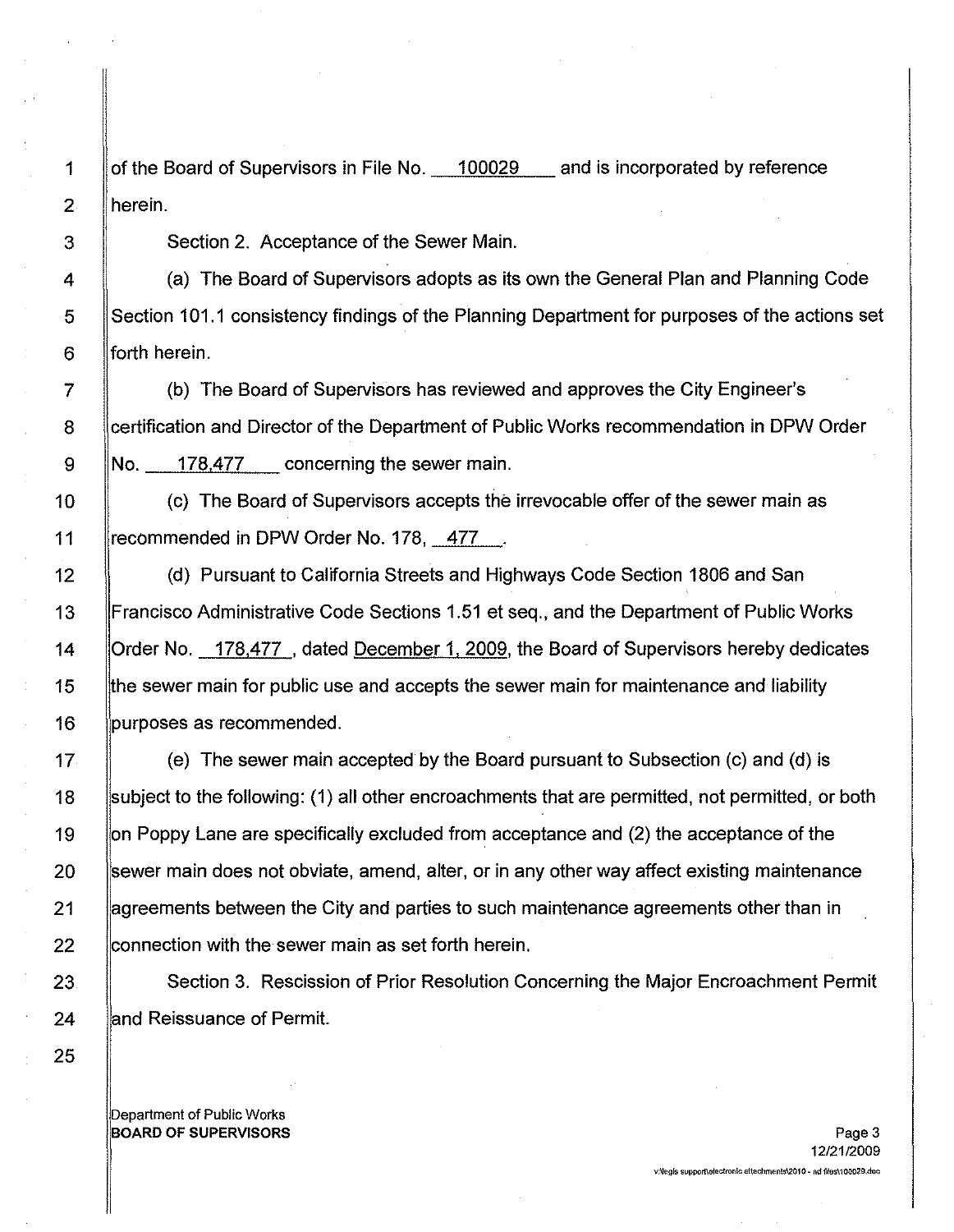of the Board of Supervisors in File No. 100029 and is incorporated by reference herein.

Section 2. Acceptance of the Sewer Main.

(a) The Board of Supervisors adopts as its own the General Plan and Planning Code Section 101.1 consistency findings of the Planning Department for purposes of the actions set forth herein.

(b) The Board of Supervisors has reviewed and approves the City Engineer's certification and Director of the Department of Public Works recommendation in DPW Order No. 178,477 concerning the sewer main.

(c) The Board of Supervisors accepts the irrevocable offer of the sewer main as recommended in DPW Order No. 178, 477.

(d) Pursuant to California Streets and Highways Code Section 1806 and San Francisco Administrative Code Sections 1.51 et seq., and the Department of Public Works Order No. 178,477, dated December 1, 2009, the Board of Supervisors hereby dedicates the sewer main for public use and accepts the sewer main for maintenance and liability purposes as recommended.

(e) The sewer main accepted by the Board pursuant to Subsection (c) and (d) is subject to the following: (1) all other encroachments that are permitted, not permitted, or both on Poppy Lane are specifically excluded from acceptance and (2) the acceptance of the sewer main does not obviate, amend, alter, or in any other way affect existing maintenance agreements between the City and parties to such maintenance agreements other than in connection with the sewer main as set forth herein.

Section 3. Rescission of Prior Resolution Concerning the Major Encroachment Permit and Reissuance of Permit.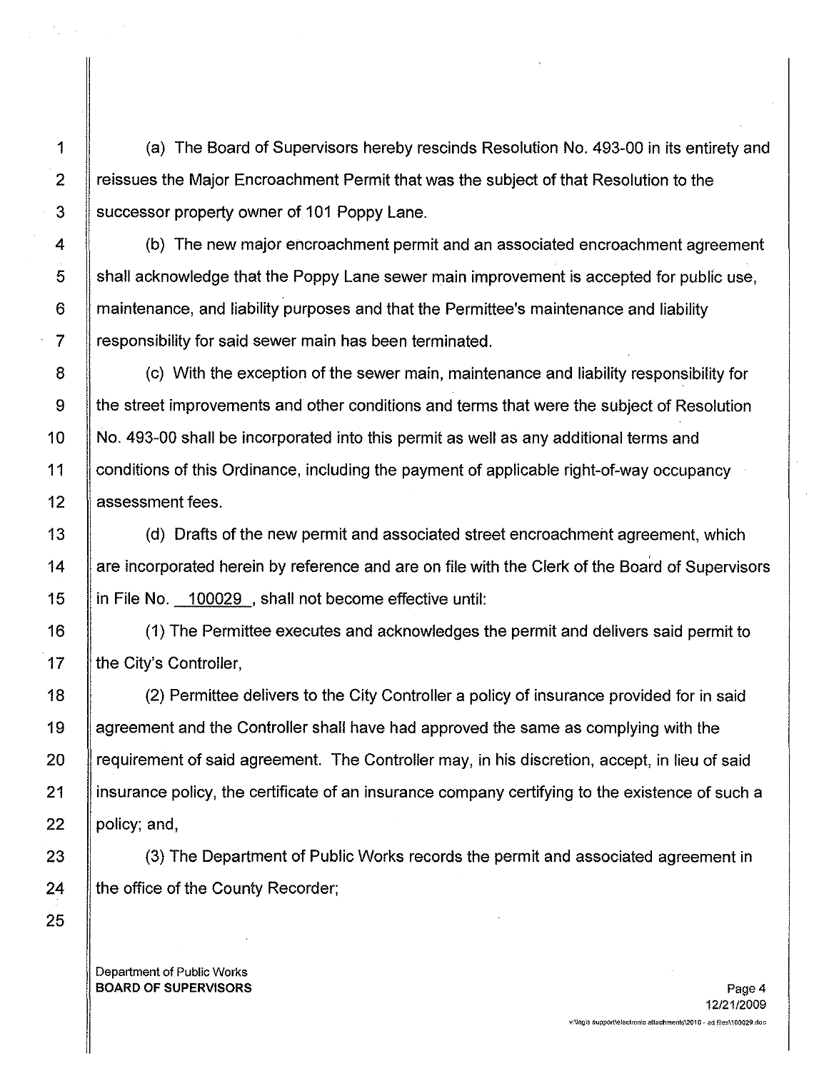(a) The Board of Supervisors hereby rescinds Resolution No. 493-00 in its entirety and reissues the Major Encroachment Permit that was the subject of that Resolution to the successor property owner of 101 Poppy Lane.

(b) The new major encroachment permit and an associated encroachment agreement shall acknowledge that the Poppy Lane sewer main improvement is accepted for public use, maintenance, and liability purposes and that the Permittee's maintenance and liability responsibility for said sewer main has been terminated.

(c) With the exception of the sewer main, maintenance and liability responsibility for the street improvements and other conditions and terms that were the subject of Resolution No. 493-00 shall be incorporated into this permit as well as any additional terms and conditions of this Ordinance, including the payment of applicable right-of-way occupancy assessment fees.

(d) Drafts of the new permit and associated street encroachment agreement, which are incorporated herein by reference and are on file with the Clerk of the Board of Supervisors in File No. 100029, shall not become effective until:

(1) The Permittee executes and acknowledges the permit and delivers said permit to the City's Controller,

(2) Permittee delivers to the City Controller a policy of insurance provided for in said agreement and the Controller shall have had approved the same as complying with the requirement of said agreement. The Controller may, in his discretion, accept, in lieu of said insurance policy, the certificate of an insurance company certifying to the existence of such a policy; and,

(3) The Department of Public Works records the permit and associated agreement in the office of the County Recorder;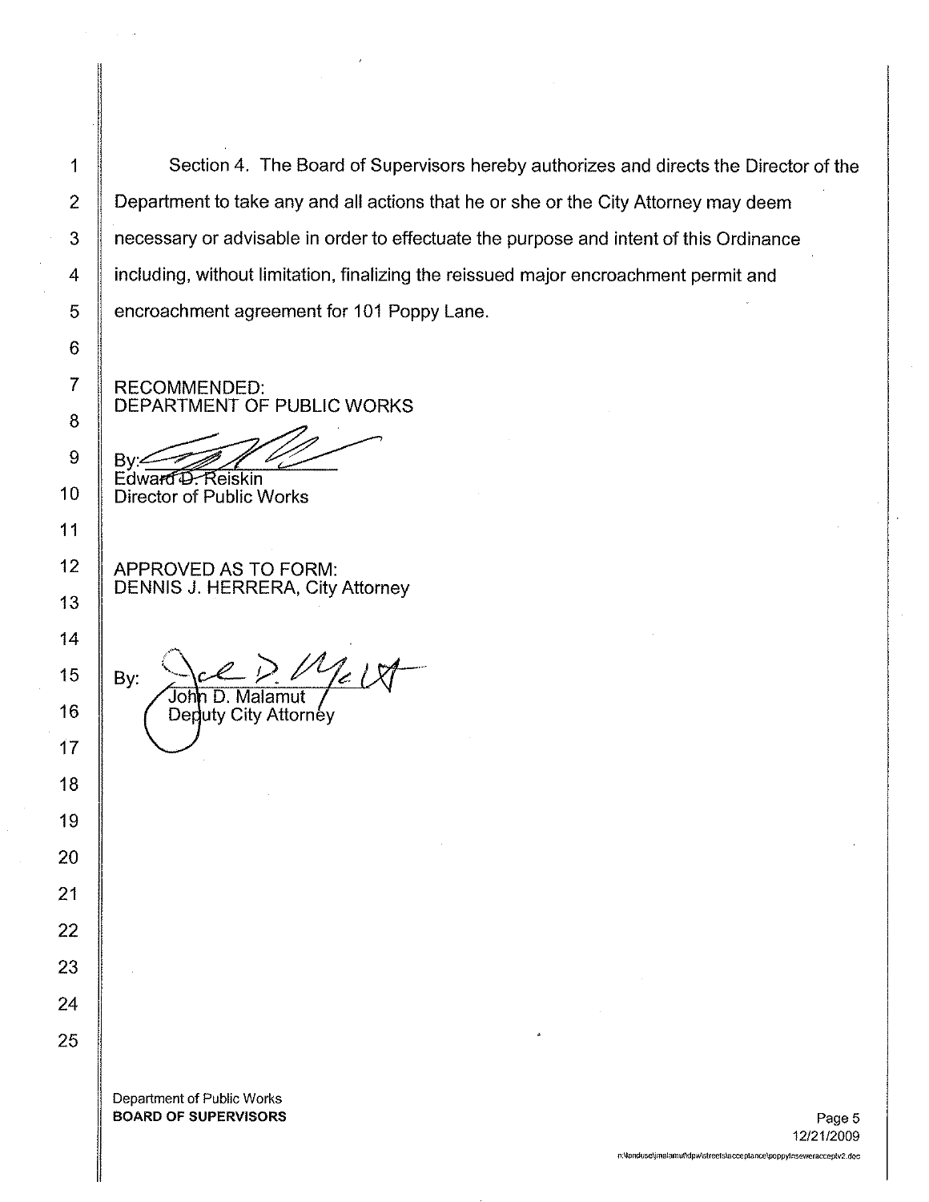Section 4. The Board of Supervisors hereby authorizes and directs the Director of the Department to take any and all actions that he or she or the City Attorney may deem necessary or advisable in order to effectuate the purpose and intent of this Ordinance including, without limitation, finalizing the reissued major encroachment permit and encroachment agreement for 101 Poppy Lane.

RECOMMENDED:
DEPARTMENT OF PUBLIC WORKS

By: ______________________
Edward D. Reiskin
Director of Public Works

APPROVED AS TO FORM:
DENNIS J. HERRERA, City Attorney

By: ______________________
John D. Malamut
Deputy City Attorney

Department of Public Works
**BOARD OF SUPERVISORS**

12/21/2009

n:\landuse\jmalamut\dpw\streets\acceptance\poppylnseweracceptv2.doc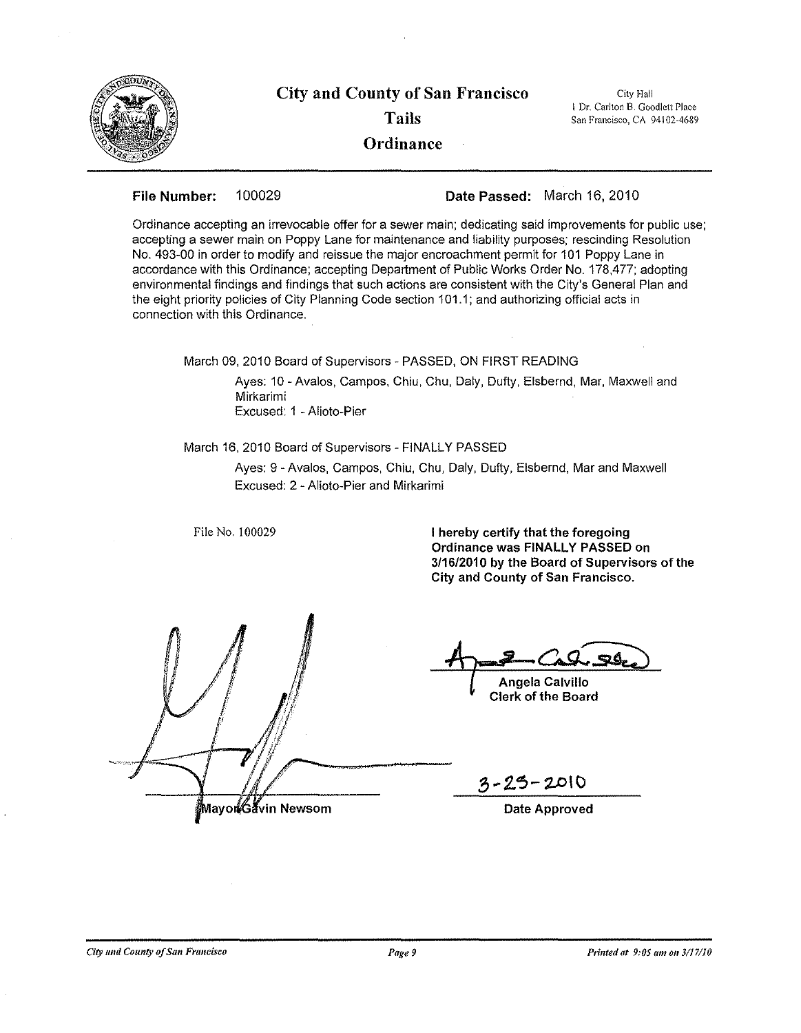# City and County of San Francisco

## Tails

## Ordinance

City Hall
1 Dr. Carlton B. Goodlett Place
San Francisco, CA 94102-4689

**File Number:** 100029 **Date Passed:** March 16, 2010

Ordinance accepting an irrevocable offer for a sewer main; dedicating said improvements for public use; accepting a sewer main on Poppy Lane for maintenance and liability purposes; rescinding Resolution No. 493-00 in order to modify and reissue the major encroachment permit for 101 Poppy Lane in accordance with this Ordinance; accepting Department of Public Works Order No. 178,477; adopting environmental findings and findings that such actions are consistent with the City's General Plan and the eight priority policies of City Planning Code section 101.1; and authorizing official acts in connection with this Ordinance.

March 09, 2010 Board of Supervisors - PASSED, ON FIRST READING

Ayes: 10 - Avalos, Campos, Chiu, Chu, Daly, Dufty, Elsbernd, Mar, Maxwell and Mirkarimi
Excused: 1 - Alioto-Pier

March 16, 2010 Board of Supervisors - FINALLY PASSED

Ayes: 9 - Avalos, Campos, Chiu, Chu, Daly, Dufty, Elsbernd, Mar and Maxwell
Excused: 2 - Alioto-Pier and Mirkarimi

File No. 100029

**I hereby certify that the foregoing Ordinance was FINALLY PASSED on 3/16/2010 by the Board of Supervisors of the City and County of San Francisco.**

**Angela Calvillo**
**Clerk of the Board**

**Mayor Gavin Newsom**

3-25-2010
**Date Approved**